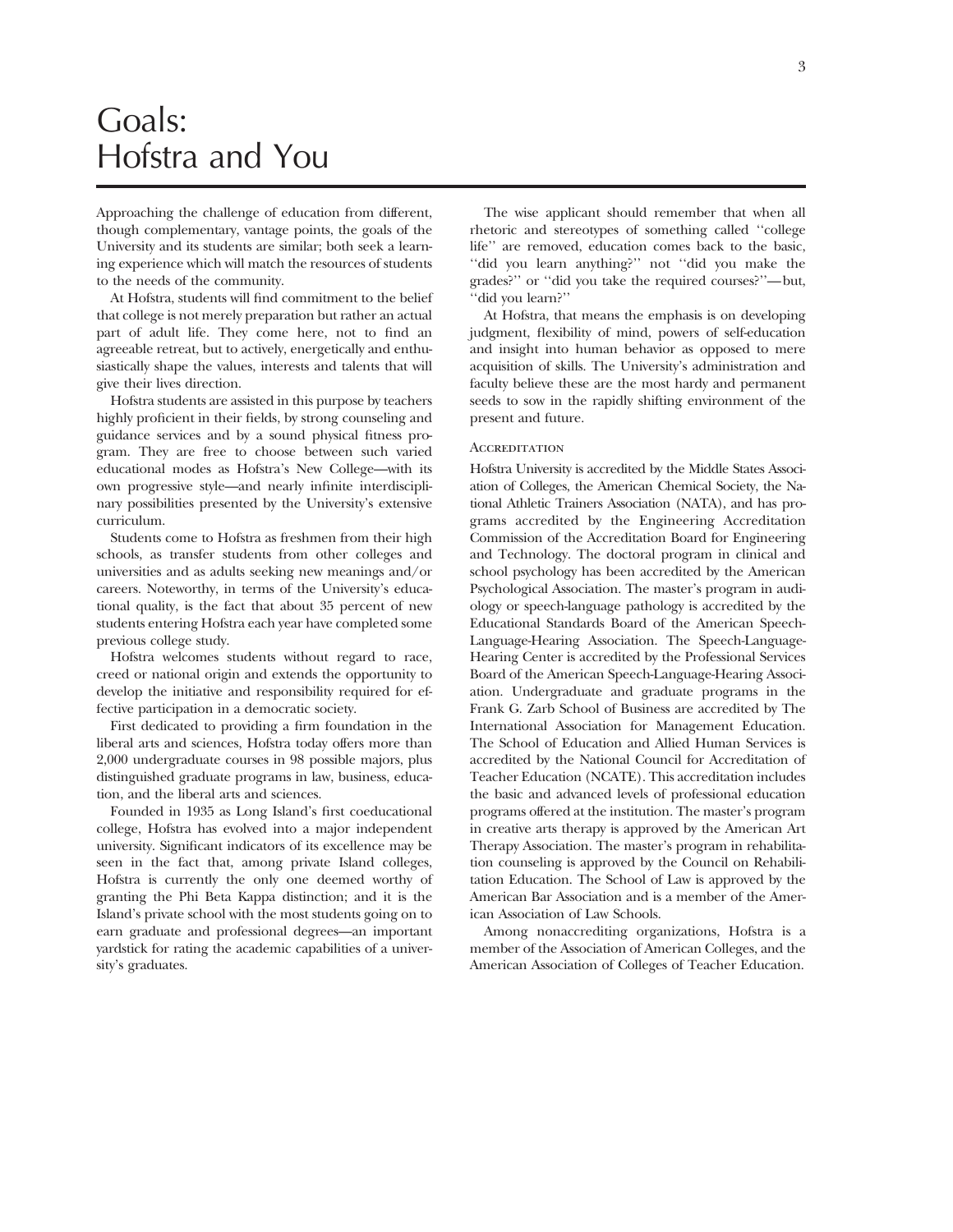# Goals: Hofstra and You

Approaching the challenge of education from different, though complementary, vantage points, the goals of the University and its students are similar; both seek a learning experience which will match the resources of students to the needs of the community.

At Hofstra, students will find commitment to the belief that college is not merely preparation but rather an actual part of adult life. They come here, not to find an agreeable retreat, but to actively, energetically and enthusiastically shape the values, interests and talents that will give their lives direction.

Hofstra students are assisted in this purpose by teachers highly proficient in their fields, by strong counseling and guidance services and by a sound physical fitness program. They are free to choose between such varied educational modes as Hofstra's New College—with its own progressive style—and nearly infinite interdisciplinary possibilities presented by the University's extensive curriculum.

Students come to Hofstra as freshmen from their high schools, as transfer students from other colleges and universities and as adults seeking new meanings and/or careers. Noteworthy, in terms of the University's educational quality, is the fact that about 35 percent of new students entering Hofstra each year have completed some previous college study.

Hofstra welcomes students without regard to race, creed or national origin and extends the opportunity to develop the initiative and responsibility required for effective participation in a democratic society.

First dedicated to providing a firm foundation in the liberal arts and sciences, Hofstra today offers more than 2,000 undergraduate courses in 98 possible majors, plus distinguished graduate programs in law, business, education, and the liberal arts and sciences.

Founded in 1935 as Long Island's first coeducational college, Hofstra has evolved into a major independent university. Significant indicators of its excellence may be seen in the fact that, among private Island colleges, Hofstra is currently the only one deemed worthy of granting the Phi Beta Kappa distinction; and it is the Island's private school with the most students going on to earn graduate and professional degrees—an important yardstick for rating the academic capabilities of a university's graduates.

The wise applicant should remember that when all rhetoric and stereotypes of something called "college life" are removed, education comes back to the basic, "did you learn anything?" not "did you make the grades?" or "did you take the required courses?"—but, "did you learn?"

At Hofstra, that means the emphasis is on developing judgment, flexibility of mind, powers of self-education and insight into human behavior as opposed to mere acquisition of skills. The University's administration and faculty believe these are the most hardy and permanent seeds to sow in the rapidly shifting environment of the present and future.

### Accreditation

Hofstra University is accredited by the Middle States Association of Colleges, the American Chemical Society, the National Athletic Trainers Association (NATA), and has programs accredited by the Engineering Accreditation Commission of the Accreditation Board for Engineering and Technology. The doctoral program in clinical and school psychology has been accredited by the American Psychological Association. The master's program in audiology or speech-language pathology is accredited by the Educational Standards Board of the American Speech-Language-Hearing Association. The Speech-Language-Hearing Center is accredited by the Professional Services Board of the American Speech-Language-Hearing Association. Undergraduate and graduate programs in the Frank G. Zarb School of Business are accredited by The International Association for Management Education. The School of Education and Allied Human Services is accredited by the National Council for Accreditation of Teacher Education (NCATE). This accreditation includes the basic and advanced levels of professional education programs offered at the institution. The master's program in creative arts therapy is approved by the American Art Therapy Association. The master's program in rehabilitation counseling is approved by the Council on Rehabilitation Education. The School of Law is approved by the American Bar Association and is a member of the American Association of Law Schools.

Among nonaccrediting organizations, Hofstra is a member of the Association of American Colleges, and the American Association of Colleges of Teacher Education.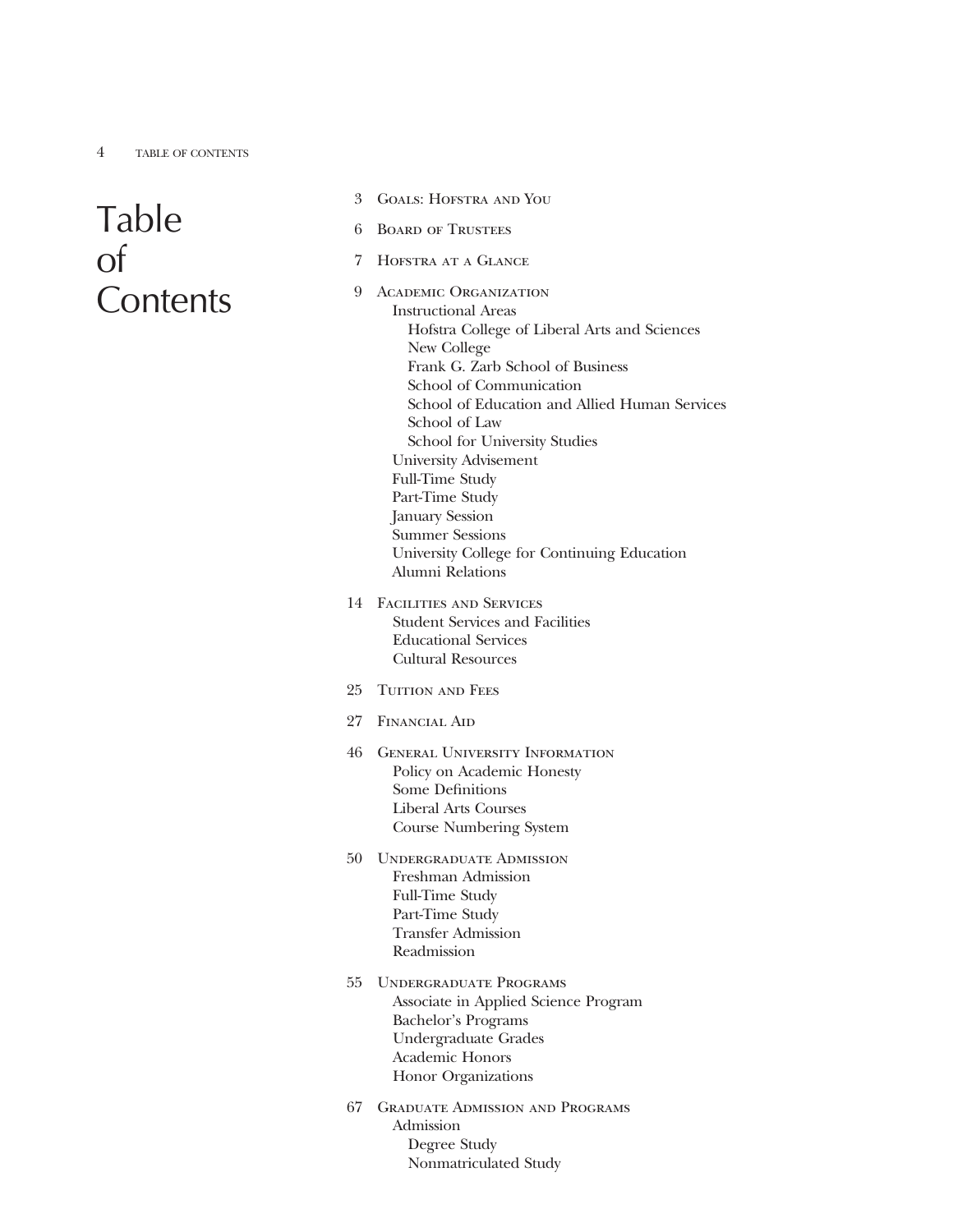# Table of Contents

3 Goals: Hofstra and You

6 Board of Trustees

7 Hofstra at a Glance

9 Academic Organization
- Instructional Areas
  - Hofstra College of Liberal Arts and Sciences
  - New College
  - Frank G. Zarb School of Business
  - School of Communication
  - School of Education and Allied Human Services
  - School of Law
  - School for University Studies
- University Advisement
- Full-Time Study
- Part-Time Study
- January Session
- Summer Sessions
- University College for Continuing Education
- Alumni Relations

14 Facilities and Services
- Student Services and Facilities
- Educational Services
- Cultural Resources

25 Tuition and Fees

27 Financial Aid

46 General University Information
- Policy on Academic Honesty
- Some Definitions
- Liberal Arts Courses
- Course Numbering System

50 Undergraduate Admission
- Freshman Admission
- Full-Time Study
- Part-Time Study
- Transfer Admission
- Readmission

55 Undergraduate Programs
- Associate in Applied Science Program
- Bachelor's Programs
- Undergraduate Grades
- Academic Honors
- Honor Organizations

67 Graduate Admission and Programs
- Admission
  - Degree Study
  - Nonmatriculated Study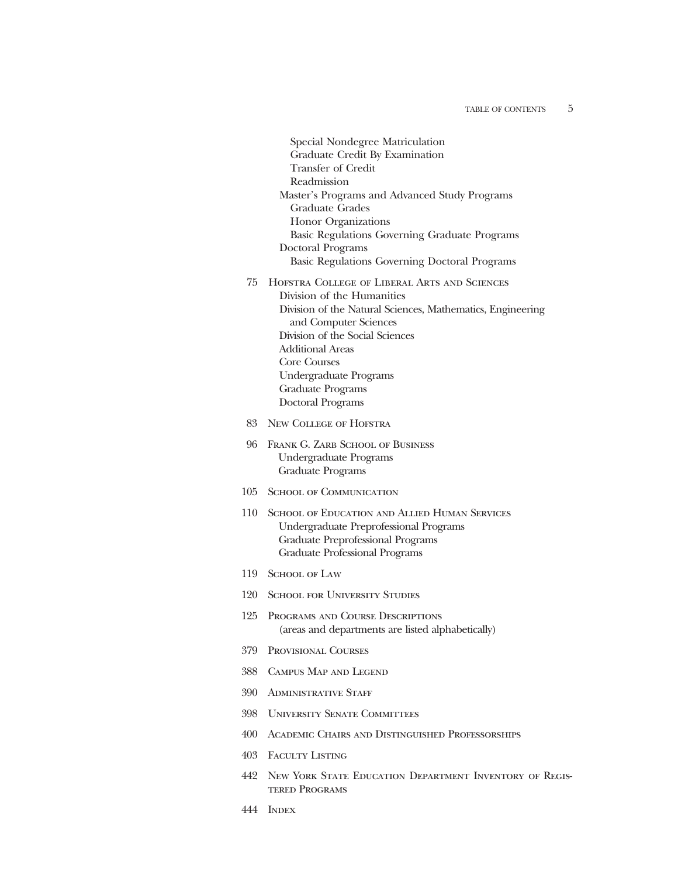Special Nondegree Matriculation
Graduate Credit By Examination
Transfer of Credit
Readmission
Master's Programs and Advanced Study Programs
Graduate Grades
Honor Organizations
Basic Regulations Governing Graduate Programs
Doctoral Programs
Basic Regulations Governing Doctoral Programs

75 Hofstra College of Liberal Arts and Sciences
- Division of the Humanities
- Division of the Natural Sciences, Mathematics, Engineering and Computer Sciences
- Division of the Social Sciences
- Additional Areas
- Core Courses
- Undergraduate Programs
- Graduate Programs
- Doctoral Programs

83 New College of Hofstra

96 Frank G. Zarb School of Business
- Undergraduate Programs
- Graduate Programs

105 School of Communication

110 School of Education and Allied Human Services
- Undergraduate Preprofessional Programs
- Graduate Preprofessional Programs
- Graduate Professional Programs

119 School of Law

120 School for University Studies

125 Programs and Course Descriptions
(areas and departments are listed alphabetically)

379 Provisional Courses

388 Campus Map and Legend

390 Administrative Staff

398 University Senate Committees

400 Academic Chairs and Distinguished Professorships

403 Faculty Listing

442 New York State Education Department Inventory of Registered Programs

444 Index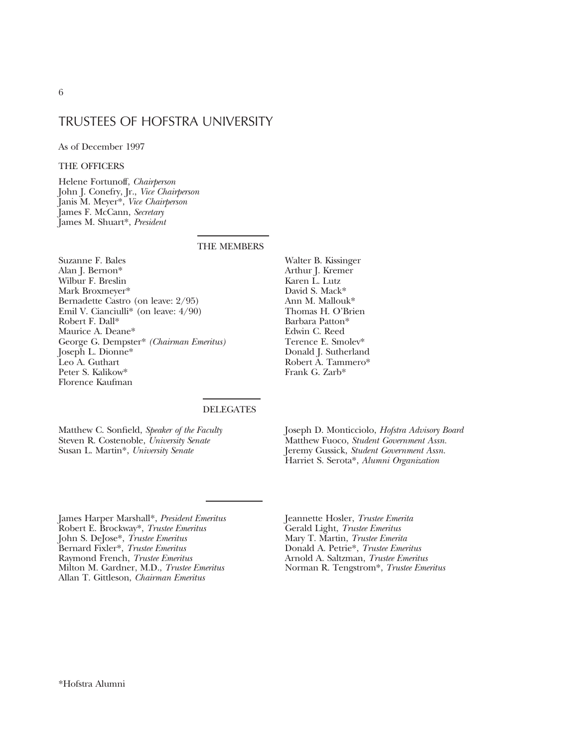# TRUSTEES OF HOFSTRA UNIVERSITY

As of December 1997

## THE OFFICERS

Helene Fortunoff, *Chairperson*
John J. Conefry, Jr., *Vice Chairperson*
Janis M. Meyer*, *Vice Chairperson*
James F. McCann, *Secretary*
James M. Shuart*, *President*

## THE MEMBERS

Suzanne F. Bales
Alan J. Bernon*
Wilbur F. Breslin
Mark Broxmeyer*
Bernadette Castro (on leave: 2/95)
Emil V. Cianciulli* (on leave: 4/90)
Robert F. Dall*
Maurice A. Deane*
George G. Dempster* *(Chairman Emeritus)*
Joseph L. Dionne*
Leo A. Guthart
Peter S. Kalikow*
Florence Kaufman
Walter B. Kissinger
Arthur J. Kremer
Karen L. Lutz
David S. Mack*
Ann M. Mallouk*
Thomas H. O'Brien
Barbara Patton*
Edwin C. Reed
Terence E. Smolev*
Donald J. Sutherland
Robert A. Tammero*
Frank G. Zarb*

## DELEGATES

Matthew C. Sonfield, *Speaker of the Faculty*
Steven R. Costenoble, *University Senate*
Susan L. Martin*, *University Senate*
Joseph D. Monticciolo, *Hofstra Advisory Board*
Matthew Fuoco, *Student Government Assn.*
Jeremy Gussick, *Student Government Assn.*
Harriet S. Serota*, *Alumni Organization*

---

James Harper Marshall*, *President Emeritus*
Robert E. Brockway*, *Trustee Emeritus*
John S. DeJose*, *Trustee Emeritus*
Bernard Fixler*, *Trustee Emeritus*
Raymond French, *Trustee Emeritus*
Milton M. Gardner, M.D., *Trustee Emeritus*
Allan T. Gittleson, *Chairman Emeritus*
Jeannette Hosler, *Trustee Emerita*
Gerald Light, *Trustee Emeritus*
Mary T. Martin, *Trustee Emerita*
Donald A. Petrie*, *Trustee Emeritus*
Arnold A. Saltzman, *Trustee Emeritus*
Norman R. Tengstrom*, *Trustee Emeritus*

*Hofstra Alumni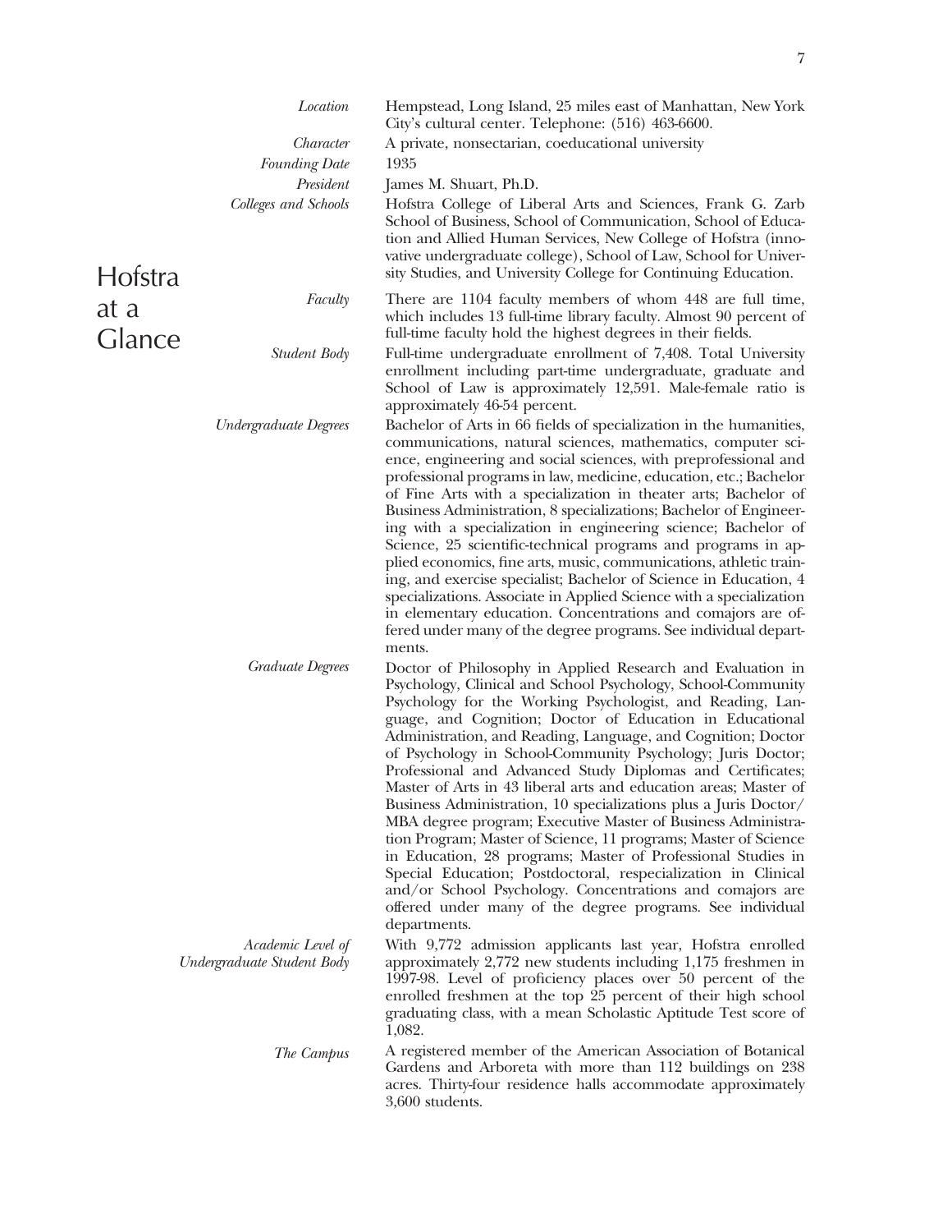# Hofstra at a Glance

*Location*
Hempstead, Long Island, 25 miles east of Manhattan, New York City's cultural center. Telephone: (516) 463-6600.

*Character*
A private, nonsectarian, coeducational university

*Founding Date*
1935

*President*
James M. Shuart, Ph.D.

*Colleges and Schools*
Hofstra College of Liberal Arts and Sciences, Frank G. Zarb School of Business, School of Communication, School of Education and Allied Human Services, New College of Hofstra (innovative undergraduate college), School of Law, School for University Studies, and University College for Continuing Education.

*Faculty*
There are 1104 faculty members of whom 448 are full time, which includes 13 full-time library faculty. Almost 90 percent of full-time faculty hold the highest degrees in their fields.

*Student Body*
Full-time undergraduate enrollment of 7,408. Total University enrollment including part-time undergraduate, graduate and School of Law is approximately 12,591. Male-female ratio is approximately 46-54 percent.

*Undergraduate Degrees*
Bachelor of Arts in 66 fields of specialization in the humanities, communications, natural sciences, mathematics, computer science, engineering and social sciences, with preprofessional and professional programs in law, medicine, education, etc.; Bachelor of Fine Arts with a specialization in theater arts; Bachelor of Business Administration, 8 specializations; Bachelor of Engineering with a specialization in engineering science; Bachelor of Science, 25 scientific-technical programs and programs in applied economics, fine arts, music, communications, athletic training, and exercise specialist; Bachelor of Science in Education, 4 specializations. Associate in Applied Science with a specialization in elementary education. Concentrations and comajors are offered under many of the degree programs. See individual departments.

*Graduate Degrees*
Doctor of Philosophy in Applied Research and Evaluation in Psychology, Clinical and School Psychology, School-Community Psychology for the Working Psychologist, and Reading, Language, and Cognition; Doctor of Education in Educational Administration, and Reading, Language, and Cognition; Doctor of Psychology in School-Community Psychology; Juris Doctor; Professional and Advanced Study Diplomas and Certificates; Master of Arts in 43 liberal arts and education areas; Master of Business Administration, 10 specializations plus a Juris Doctor/MBA degree program; Executive Master of Business Administration Program; Master of Science, 11 programs; Master of Science in Education, 28 programs; Master of Professional Studies in Special Education; Postdoctoral, respecialization in Clinical and/or School Psychology. Concentrations and comajors are offered under many of the degree programs. See individual departments.

*Academic Level of Undergraduate Student Body*
With 9,772 admission applicants last year, Hofstra enrolled approximately 2,772 new students including 1,175 freshmen in 1997-98. Level of proficiency places over 50 percent of the enrolled freshmen at the top 25 percent of their high school graduating class, with a mean Scholastic Aptitude Test score of 1,082.

*The Campus*
A registered member of the American Association of Botanical Gardens and Arboreta with more than 112 buildings on 238 acres. Thirty-four residence halls accommodate approximately 3,600 students.